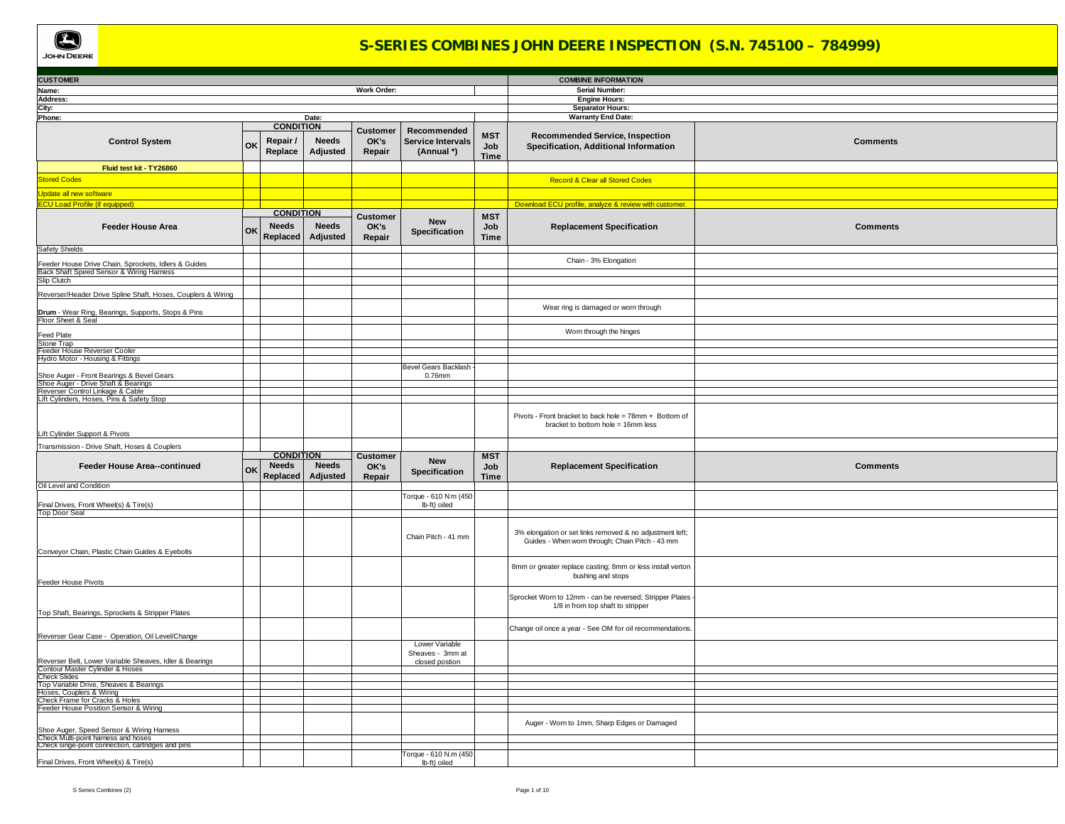# S-SERIES COMBINES JOHN DEERE INSPECTION (S.N. 745100 – 784999)

| CUSTOMER | | COMBINE INFORMATION |
|---|---|---|
| Name: | Work Order: | Serial Number: |
| Address: | | Engine Hours: |
| City: | | Separator Hours: |
| Phone: | Date: | Warranty End Date: |

| Control System | CONDITION | | | Customer OK's Repair | Recommended Service Intervals (Annual *) | MST Job Time | Recommended Service, Inspection Specification, Additional Information | Comments |
|---|---|---|---|---|---|---|---|---|
| | OK | Repair / Replace | Needs Adjusted | | | | | |
| Fluid test kit - TY26860 | | | | | | | | |
| Stored Codes | | | | | | | Record & Clear all Stored Codes | |
| Update all new software | | | | | | | | |
| ECU Load Profile (if equipped) | | | | | | | Download ECU profile, analyze & review with customer. | |

| Feeder House Area | CONDITION | | | Customer OK's Repair | New Specification | MST Job Time | Replacement Specification | Comments |
|---|---|---|---|---|---|---|---|---|
| | OK | Needs Replaced | Needs Adjusted | | | | | |
| Safety Shields | | | | | | | | |
| Feeder House Drive Chain, Sprockets, Idlers & Guides | | | | | | | Chain - 3% Elongation | |
| Back Shaft Speed Sensor & Wiring Harness | | | | | | | | |
| Slip Clutch | | | | | | | | |
| Reverser/Header Drive Spline Shaft, Hoses, Couplers & Wiring | | | | | | | | |
| **Drum** - Wear Ring, Bearings, Supports, Stops & Pins | | | | | | | Wear ring is damaged or worn through | |
| Floor Sheet & Seal | | | | | | | | |
| Feed Plate | | | | | | | Worn through the hinges | |
| Stone Trap | | | | | | | | |
| Feeder House Reverser Cooler | | | | | | | | |
| Hydro Motor - Housing & Fittings | | | | | | | | |
| Shoe Auger - Front Bearings & Bevel Gears | | | | | Bevel Gears Backlash - 0.76mm | | | |
| Shoe Auger - Drive Shaft & Bearings | | | | | | | | |
| Reverser Control Linkage & Cable | | | | | | | | |
| Lift Cylinders, Hoses, Pins & Safety Stop | | | | | | | | |
| Lift Cylinder Support & Pivots | | | | | | | Pivots - Front bracket to back hole = 78mm + Bottom of bracket to bottom hole = 16mm less | |
| Transmission - Drive Shaft, Hoses & Couplers | | | | | | | | |

| Feeder House Area--continued | CONDITION | | | Customer OK's Repair | New Specification | MST Job Time | Replacement Specification | Comments |
|---|---|---|---|---|---|---|---|---|
| | OK | Needs Replaced | Needs Adjusted | | | | | |
| Oil Level and Condition | | | | | | | | |
| Final Drives, Front Wheel(s) & Tire(s) | | | | | Torque - 610 N·m (450 lb-ft) oiled | | | |
| Top Door Seal | | | | | | | | |
| Conveyor Chain, Plastic Chain Guides & Eyebolts | | | | | Chain Pitch - 41 mm | | 3% elongation or set links removed & no adjustment left; Guides - When worn through; Chain Pitch - 43 mm | |
| Feeder House Pivots | | | | | | | 8mm or greater replace casting; 8mm or less install verton bushing and stops | |
| Top Shaft, Bearings, Sprockets & Stripper Plates | | | | | | | Sprocket Worn to 12mm - can be reversed; Stripper Plates - 1/8 in from top shaft to stripper | |
| Reverser Gear Case - Operation, Oil Level/Change | | | | | | | Change oil once a year - See OM for oil recommendations. | |
| Reverser Belt, Lower Variable Sheaves, Idler & Bearings | | | | | Lower Variable Sheaves - 3mm at closed postion | | | |
| Contour Master Cylinder & Hoses | | | | | | | | |
| Check Slides | | | | | | | | |
| Top Variable Drive, Sheaves & Bearings | | | | | | | | |
| Hoses, Couplers & Wiring | | | | | | | | |
| Check Frame for Cracks & Holes | | | | | | | | |
| Feeder House Position Sensor & Wiring | | | | | | | | |
| Shoe Auger, Speed Sensor & Wiring Harness | | | | | | | Auger - Worn to 1mm, Sharp Edges or Damaged | |
| Check Multi-point harness and hoses | | | | | | | | |
| Check singe-point connection, cartridges and pins | | | | | | | | |
| Final Drives, Front Wheel(s) & Tire(s) | | | | | Torque - 610 N.m (450 lb-ft) oiled | | | |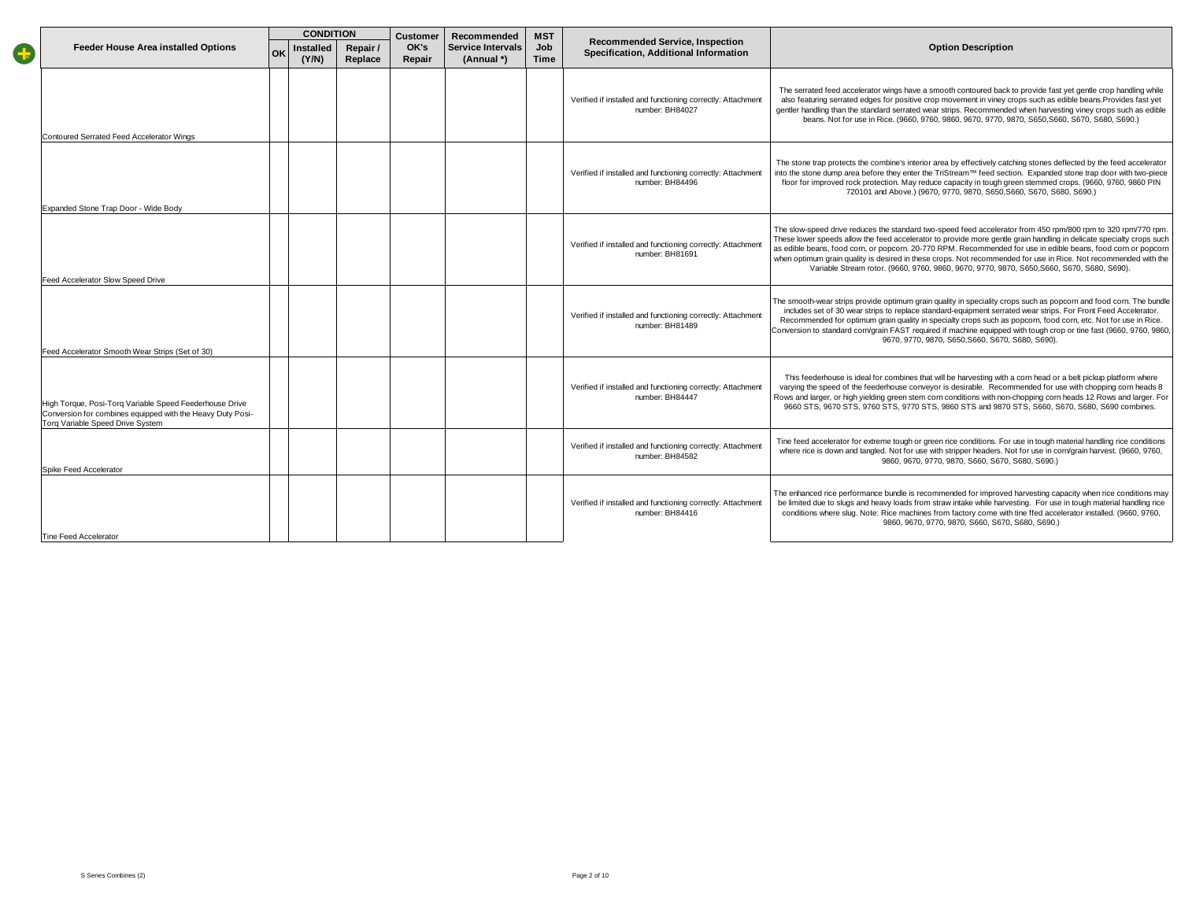| Feeder House Area installed Options | CONDITION | | | Customer OK's Repair | Recommended Service Intervals (Annual *) | MST Job Time | Recommended Service, Inspection Specification, Additional Information | Option Description |
|---|---|---|---|---|---|---|---|---|
| | OK | Installed (Y/N) | Repair / Replace | | | | | |
| Contoured Serrated Feed Accelerator Wings | | | | | | | Verified if installed and functioning correctly: Attachment number: BH84027 | The serrated feed accelerator wings have a smooth contoured back to provide fast yet gentle crop handling while also featuring serrated edges for positive crop movement in viney crops such as edible beans.Provides fast yet gentler handling than the standard serrated wear strips. Recommended when harvesting viney crops such as edible beans. Not for use in Rice. (9660, 9760, 9860, 9670, 9770, 9870, S650,S660, S670, S680, S690.) |
| Expanded Stone Trap Door - Wide Body | | | | | | | Verified if installed and functioning correctly: Attachment number: BH84496 | The stone trap protects the combine's interior area by effectively catching stones deflected by the feed accelerator into the stone dump area before they enter the TriStream™ feed section. Expanded stone trap door with two-piece floor for improved rock protection. May reduce capacity in tough green stemmed crops. (9660, 9760, 9860 PIN 720101 and Above.) (9670, 9770, 9870, S650,S660, S670, S680, S690.) |
| Feed Accelerator Slow Speed Drive | | | | | | | Verified if installed and functioning correctly: Attachment number: BH81691 | The slow-speed drive reduces the standard two-speed feed accelerator from 450 rpm/800 rpm to 320 rpm/770 rpm. These lower speeds allow the feed accelerator to provide more gentle grain handling in delicate specialty crops such as edible beans, food corn, or popcorn. 20-770 RPM. Recommended for use in edible beans, food corn or popcorn when optimum grain quality is desired in these crops. Not recommended for use in Rice. Not recommended with the Variable Stream rotor. (9660, 9760, 9860, 9670, 9770, 9870, S650,S660, S670, S680, S690). |
| Feed Accelerator Smooth Wear Strips (Set of 30) | | | | | | | Verified if installed and functioning correctly: Attachment number: BH81489 | The smooth-wear strips provide optimum grain quality in speciality crops such as popcorn and food corn. The bundle includes set of 30 wear strips to replace standard-equipment serrated wear strips. For Front Feed Accelerator. Recommended for optimum grain quality in specialty crops such as popcorn, food corn, etc. Not for use in Rice. Conversion to standard corn/grain FAST required if machine equipped with tough crop or tine fast (9660, 9760, 9860, 9670, 9770, 9870, S650,S660, S670, S680, S690). |
| High Torque, Posi-Torq Variable Speed Feederhouse Drive Conversion for combines equipped with the Heavy Duty Posi-Torq Variable Speed Drive System | | | | | | | Verified if installed and functioning correctly: Attachment number: BH84447 | This feederhouse is ideal for combines that will be harvesting with a corn head or a belt pickup platform where varying the speed of the feederhouse conveyor is desirable. Recommended for use with chopping corn heads 8 Rows and larger, or high yielding green stem corn conditions with non-chopping corn heads 12 Rows and larger. For 9660 STS, 9670 STS, 9760 STS, 9770 STS, 9860 STS and 9870 STS, S660, S670, S680, S690 combines. |
| Spike Feed Accelerator | | | | | | | Verified if installed and functioning correctly: Attachment number: BH84582 | Tine feed accelerator for extreme tough or green rice conditions. For use in tough material handling rice conditions where rice is down and tangled. Not for use with stripper headers. Not for use in corn/grain harvest. (9660, 9760, 9860, 9670, 9770, 9870, S660, S670, S680, S690.) |
| Tine Feed Accelerator | | | | | | | Verified if installed and functioning correctly: Attachment number: BH84416 | The enhanced rice performance bundle is recommended for improved harvesting capacity when rice conditions may be limited due to slugs and heavy loads from straw intake while harvesting. For use in tough material handling rice conditions where slug. Note: Rice machines from factory come with tine ffed accelerator installed. (9660, 9760, 9860, 9670, 9770, 9870, S660, S670, S680, S690.) |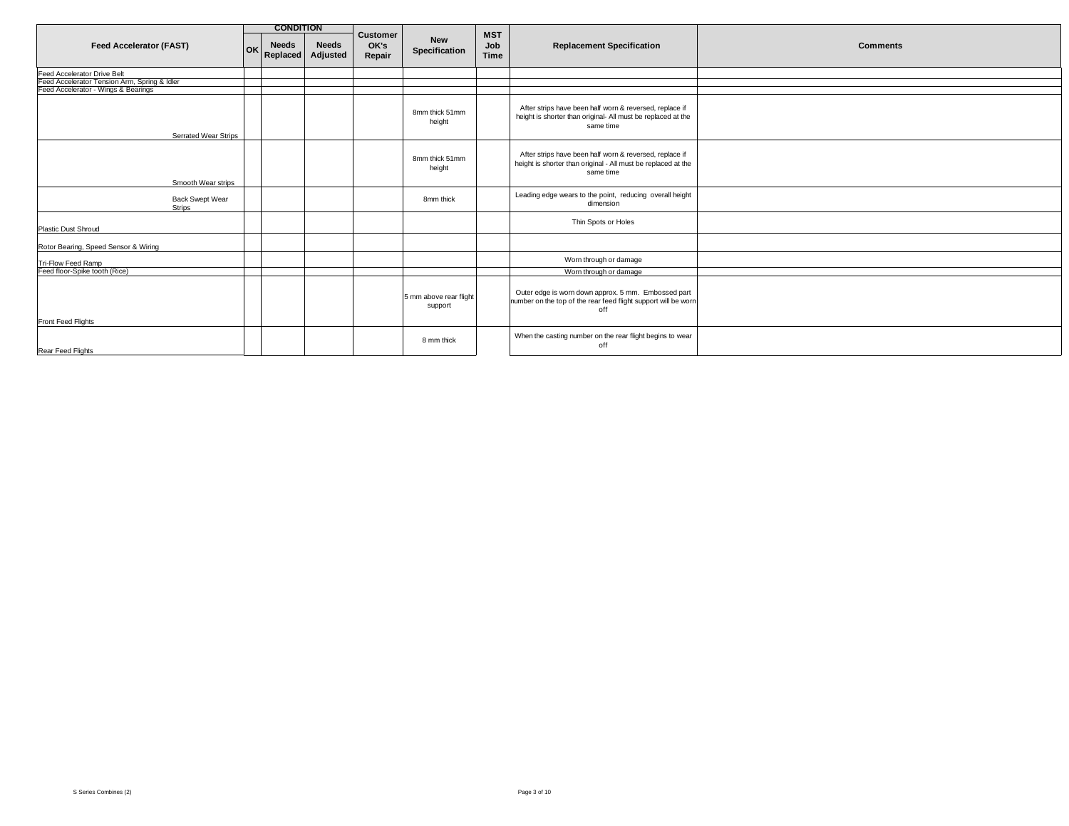| Feed Accelerator (FAST) | CONDITION | | | Customer OK's Repair | New Specification | MST Job Time | Replacement Specification | Comments |
|---|---|---|---|---|---|---|---|---|
| | OK | Needs Replaced | Needs Adjusted | | | | | |
| Feed Accelerator Drive Belt | | | | | | | | |
| Feed Accelerator Tension Arm, Spring & Idler | | | | | | | | |
| Feed Accelerator - Wings & Bearings | | | | | | | | |
| Serrated Wear Strips | | | | | 8mm thick 51mm height | | After strips have been half worn & reversed, replace if height is shorter than original- All must be replaced at the same time | |
| Smooth Wear strips | | | | | 8mm thick 51mm height | | After strips have been half worn & reversed, replace if height is shorter than original - All must be replaced at the same time | |
| Back Swept Wear Strips | | | | | 8mm thick | | Leading edge wears to the point, reducing overall height dimension | |
| Plastic Dust Shroud | | | | | | | Thin Spots or Holes | |
| Rotor Bearing, Speed Sensor & Wiring | | | | | | | | |
| Tri-Flow Feed Ramp | | | | | | | Worn through or damage | |
| Feed floor-Spike tooth (Rice) | | | | | | | Worn through or damage | |
| Front Feed Flights | | | | | 5 mm above rear flight support | | Outer edge is worn down approx. 5 mm. Embossed part number on the top of the rear feed flight support will be worn off | |
| Rear Feed Flights | | | | | 8 mm thick | | When the casting number on the rear flight begins to wear off | |

S Series Combines (2)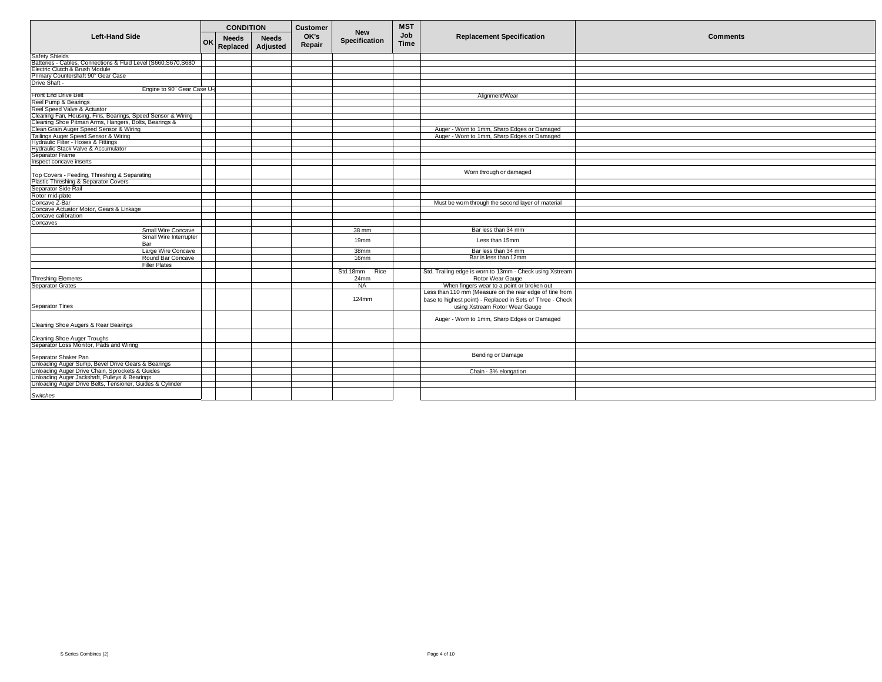| Left-Hand Side | CONDITION | | | Customer OK's Repair | New Specification | MST Job Time | Replacement Specification | Comments |
|---|---|---|---|---|---|---|---|---|
| | OK | Needs Replaced | Needs Adjusted | | | | | |
| Safety Shields | | | | | | | | |
| Batteries - Cables, Connections & Fluid Level (S660,S670,S680 | | | | | | | | |
| Electric Clutch & Brush Module | | | | | | | | |
| Primary Countershaft 90° Gear Case | | | | | | | | |
| Drive Shaft - | | | | | | | | |
| Engine to 90° Gear Case U-j | | | | | | | | |
| Front End Drive Belt | | | | | | | Alignment/Wear | |
| Reel Pump & Bearings | | | | | | | | |
| Reel Speed Valve & Actuator | | | | | | | | |
| Cleaning Fan, Housing, Fins, Bearings, Speed Sensor & Wiring | | | | | | | | |
| Cleaning Shoe Pitman Arms, Hangers, Bolts, Bearings & | | | | | | | | |
| Clean Grain Auger Speed Sensor & Wiring | | | | | | | Auger - Worn to 1mm, Sharp Edges or Damaged | |
| Tailings Auger Speed Sensor & Wiring | | | | | | | Auger - Worn to 1mm, Sharp Edges or Damaged | |
| Hydraulic Filter - Hoses & Fittings | | | | | | | | |
| Hydraulic Stack Valve & Accumulator | | | | | | | | |
| Separator Frame | | | | | | | | |
| Inspect concave inserts | | | | | | | | |
| Top Covers - Feeding, Threshing & Separating | | | | | | | Worn through or damaged | |
| Plastic Threshing & Separator Covers | | | | | | | | |
| Separator Side Rail | | | | | | | | |
| Rotor mid-plate | | | | | | | | |
| Concave Z-Bar | | | | | | | Must be worn through the second layer of material | |
| Concave Actuator Motor, Gears & Linkage | | | | | | | | |
| Concave calibration | | | | | | | | |
| Concaves | | | | | | | | |
| Small Wire Concave | | | | | 38 mm | | Bar less than 34 mm | |
| Small Wire Interrupter Bar | | | | | 19mm | | Less than 15mm | |
| Large Wire Concave | | | | | 38mm | | Bar less than 34 mm | |
| Round Bar Concave | | | | | 16mm | | Bar is less than 12mm | |
| Filler Plates | | | | | | | | |
| Threshing Elements | | | | | Std.18mm Rice 24mm | | Std. Trailing edge is worn to 13mm - Check using Xstream Rotor Wear Gauge | |
| Separator Grates | | | | | NA | | When fingers wear to a point or broken out | |
| Separator Tines | | | | | 124mm | | Less than 110 mm (Measure on the rear edge of tine from base to highest point) - Replaced in Sets of Three - Check using Xstream Rotor Wear Gauge | |
| Cleaning Shoe Augers & Rear Bearings | | | | | | | Auger - Worn to 1mm, Sharp Edges or Damaged | |
| Cleaning Shoe Auger Troughs | | | | | | | | |
| Separator Loss Monitor, Pads and Wiring | | | | | | | | |
| Separator Shaker Pan | | | | | | | Bending or Damage | |
| Unloading Auger Sump, Bevel Drive Gears & Bearings | | | | | | | | |
| Unloading Auger Drive Chain, Sprockets & Guides | | | | | | | Chain - 3% elongation | |
| Unloading Auger Jackshaft, Pulleys & Bearings | | | | | | | | |
| Unloading Auger Drive Belts, Tensioner, Guides & Cylinder | | | | | | | | |
| *Switches* | | | | | | | | |

S Series Combines (2)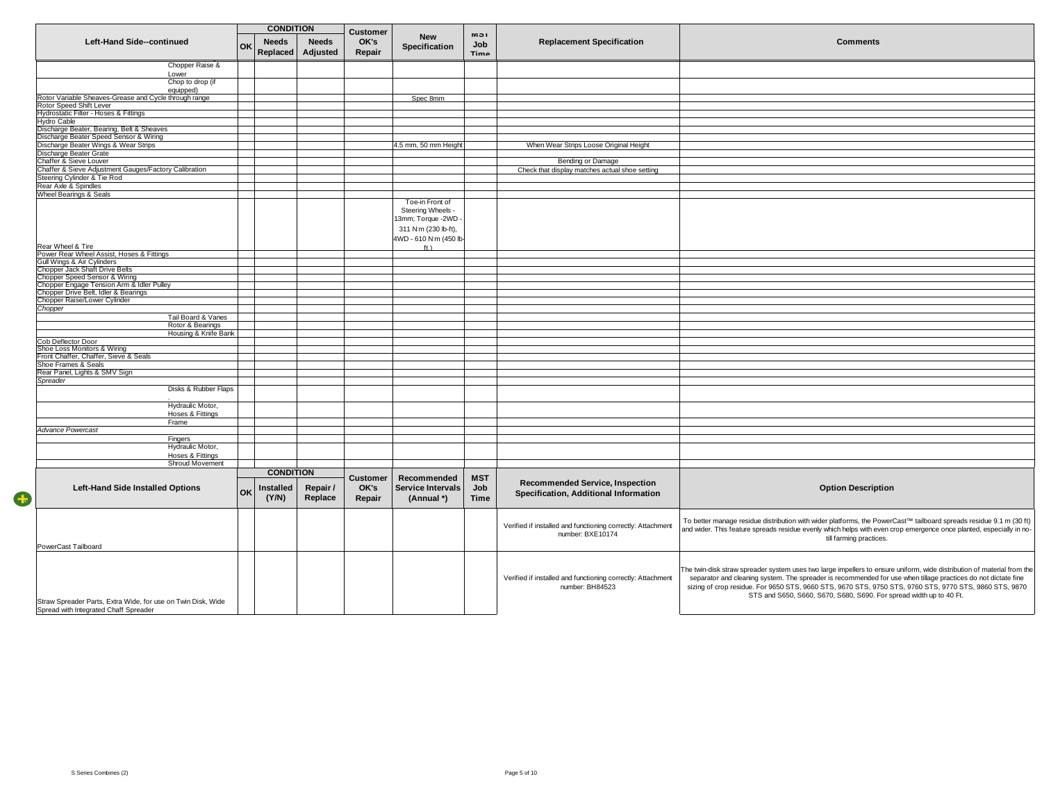| Left-Hand Side--continued | CONDITION | | | Customer OK's Repair | New Specification | MST Job Time | Replacement Specification | Comments |
|---|---|---|---|---|---|---|---|---|
| | OK | Needs Replaced | Needs Adjusted | | | | | |
| Chopper Raise & Lower | | | | | | | | |
| Chop to drop (if equipped) | | | | | | | | |
| Rotor Variable Sheaves-Grease and Cycle through range | | | | | Spec 8mm | | | |
| Rotor Speed Shift Lever | | | | | | | | |
| Hydrostatic Filter - Hoses & Fittings | | | | | | | | |
| Hydro Cable | | | | | | | | |
| Discharge Beater, Bearing, Belt & Sheaves | | | | | | | | |
| Discharge Beater Speed Sensor & Wiring | | | | | | | | |
| Discharge Beater Wings & Wear Strips | | | | | 4.5 mm, 50 mm Height | | When Wear Strips Loose Original Height | |
| Discharge Beater Grate | | | | | | | | |
| Chaffer & Sieve Louver | | | | | | | Bending or Damage | |
| Chaffer & Sieve Adjustment Gauges/Factory Calibration | | | | | | | Check that display matches actual shoe setting | |
| Steering Cylinder & Tie Rod | | | | | | | | |
| Rear Axle & Spindles | | | | | | | | |
| Wheel Bearings & Seals | | | | | | | | |
| Rear Wheel & Tire | | | | | Toe-in Front of Steering Wheels - 13mm; Torque -2WD - 311 N·m (230 lb-ft), 4WD - 610 N·m (450 lb-ft ) | | | |
| Power Rear Wheel Assist, Hoses & Fittings | | | | | | | | |
| Gull Wings & Air Cylinders | | | | | | | | |
| Chopper Jack Shaft Drive Belts | | | | | | | | |
| Chopper Speed Sensor & Wiring | | | | | | | | |
| Chopper Engage Tension Arm & Idler Pulley | | | | | | | | |
| Chopper Drive Belt, Idler & Bearings | | | | | | | | |
| Chopper Raise/Lower Cylinder | | | | | | | | |
| *Chopper* | | | | | | | | |
| Tail Board & Vanes | | | | | | | | |
| Rotor & Bearings | | | | | | | | |
| Housing & Knife Bank | | | | | | | | |
| Cob Deflector Door | | | | | | | | |
| Shoe Loss Monitors & Wiring | | | | | | | | |
| Front Chaffer, Chaffer, Sieve & Seals | | | | | | | | |
| Shoe Frames & Seals | | | | | | | | |
| Rear Panel, Lights & SMV Sign | | | | | | | | |
| *Spreader* | | | | | | | | |
| Disks & Rubber Flaps | | | | | | | | |
| Hydraulic Motor, Hoses & Fittings | | | | | | | | |
| Frame | | | | | | | | |
| *Advance Powercast* | | | | | | | | |
| Fingers | | | | | | | | |
| Hydraulic Motor, Hoses & Fittings | | | | | | | | |
| Shroud Movement | | | | | | | | |

| Left-Hand Side Installed Options | CONDITION | | | Customer OK's Repair | Recommended Service Intervals (Annual *) | MST Job Time | Recommended Service, Inspection Specification, Additional Information | Option Description |
|---|---|---|---|---|---|---|---|---|
| | OK | Installed (Y/N) | Repair / Replace | | | | | |
| PowerCast Tailboard | | | | | | | Verified if installed and functioning correctly: Attachment number: BXE10174 | To better manage residue distribution with wider platforms, the PowerCast™ tailboard spreads residue 9.1 m (30 ft) and wider. This feature spreads residue evenly which helps with even crop emergence once planted, especially in no-till farming practices. |
| Straw Spreader Parts, Extra Wide, for use on Twin Disk, Wide Spread with Integrated Chaff Spreader | | | | | | | Verified if installed and functioning correctly: Attachment number: BH84523 | The twin-disk straw spreader system uses two large impellers to ensure uniform, wide distribution of material from the separator and cleaning system. The spreader is recommended for use when tillage practices do not dictate fine sizing of crop residue. For 9650 STS, 9660 STS, 9670 STS, 9750 STS, 9760 STS, 9770 STS, 9860 STS, 9870 STS and S650, S660, S670, S680, S690. For spread width up to 40 Ft. |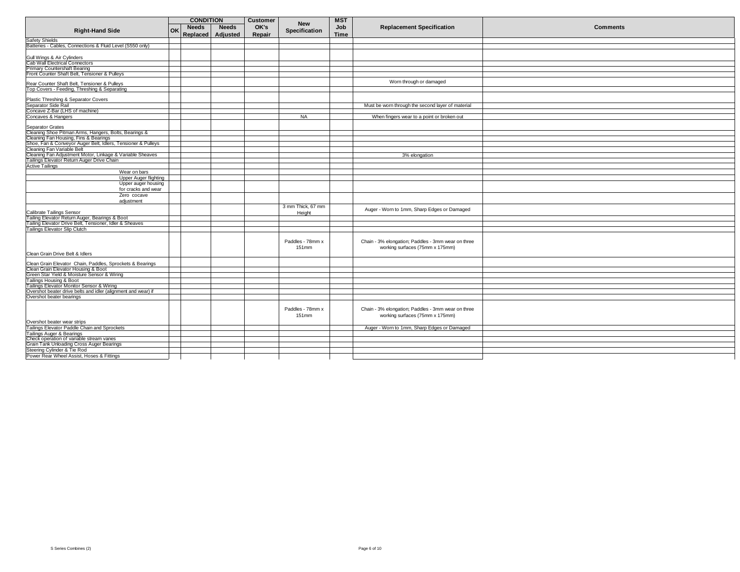| Right-Hand Side | CONDITION | | | Customer OK's Repair | New Specification | MST Job Time | Replacement Specification | Comments |
|---|---|---|---|---|---|---|---|---|
| | OK | Needs Replaced | Needs Adjusted | | | | | |
| Safety Shields | | | | | | | | |
| Batteries - Cables, Connections & Fluid Level (S550 only) | | | | | | | | |
| Gull Wings & Air Cylinders | | | | | | | | |
| Cab Wall Electrical Connectors | | | | | | | | |
| Primary Countershaft Bearing | | | | | | | | |
| Front Counter Shaft Belt, Tensioner & Pulleys | | | | | | | | |
| Rear Counter Shaft Belt, Tensioner & Pulleys | | | | | | | Worn through or damaged | |
| Top Covers - Feeding, Threshing & Separating | | | | | | | | |
| Plastic Threshing & Separator Covers | | | | | | | | |
| Separator Side Rail | | | | | | | Must be worn through the second layer of material | |
| Concave Z-Bar (LHS of machine) | | | | | | | | |
| Concaves & Hangers | | | | | NA | | When fingers wear to a point or broken out | |
| Separator Grates | | | | | | | | |
| Cleaning Shoe Pitman Arms, Hangers, Bolts, Bearings & | | | | | | | | |
| Cleaning Fan Housing, Fins & Bearings | | | | | | | | |
| Shoe, Fan & Conveyor Auger Belt, Idlers, Tensioner & Pulleys | | | | | | | | |
| Cleaning Fan Variable Belt | | | | | | | | |
| Cleaning Fan Adjustment Motor, Linkage & Variable Sheaves | | | | | | | 3% elongation | |
| Tailings Elevator Return Auger Drive Chain | | | | | | | | |
| Active Tailings | | | | | | | | |
| Wear on bars | | | | | | | | |
| Upper Auger flighting | | | | | | | | |
| Upper auger housing for cracks and wear | | | | | | | | |
| Zero cocave adjustment | | | | | | | | |
| Calibrate Tailings Sensor | | | | | 3 mm Thick, 67 mm Height | | Auger - Worn to 1mm, Sharp Edges or Damaged | |
| Tailing Elevator Return Auger, Bearings & Boot | | | | | | | | |
| Tailing Elevator Drive Belt, Tensioner, Idler & Sheaves | | | | | | | | |
| Tailings Elevator Slip Clutch | | | | | | | | |
| Clean Grain Drive Belt & Idlers | | | | | Paddles - 78mm x 151mm | | Chain - 3% elongation; Paddles - 3mm wear on three working surfaces (75mm x 175mm) | |
| Clean Grain Elevator Chain, Paddles, Sprockets & Bearings | | | | | | | | |
| Clean Grain Elevator Housing & Boot | | | | | | | | |
| Green Star Yield & Moisture Sensor & Wiring | | | | | | | | |
| Tailings Housing & Boot | | | | | | | | |
| Tailings Elevator Monitor Sensor & Wiring | | | | | | | | |
| Overshot beater drive belts and idler (alignment and wear) if | | | | | | | | |
| Overshot beater bearings | | | | | | | | |
| Overshot beater wear strips | | | | | Paddles - 78mm x 151mm | | Chain - 3% elongation; Paddles - 3mm wear on three working surfaces (75mm x 175mm) | |
| Tailings Elevator Paddle Chain and Sprockets | | | | | | | Auger - Worn to 1mm, Sharp Edges or Damaged | |
| Tailings Auger & Bearings | | | | | | | | |
| Check operation of variable stream vanes | | | | | | | | |
| Grain Tank Unloading Cross Auger Bearings | | | | | | | | |
| Steering Cylinder & Tie Rod | | | | | | | | |
| Power Rear Wheel Assist, Hoses & Fittings | | | | | | | | |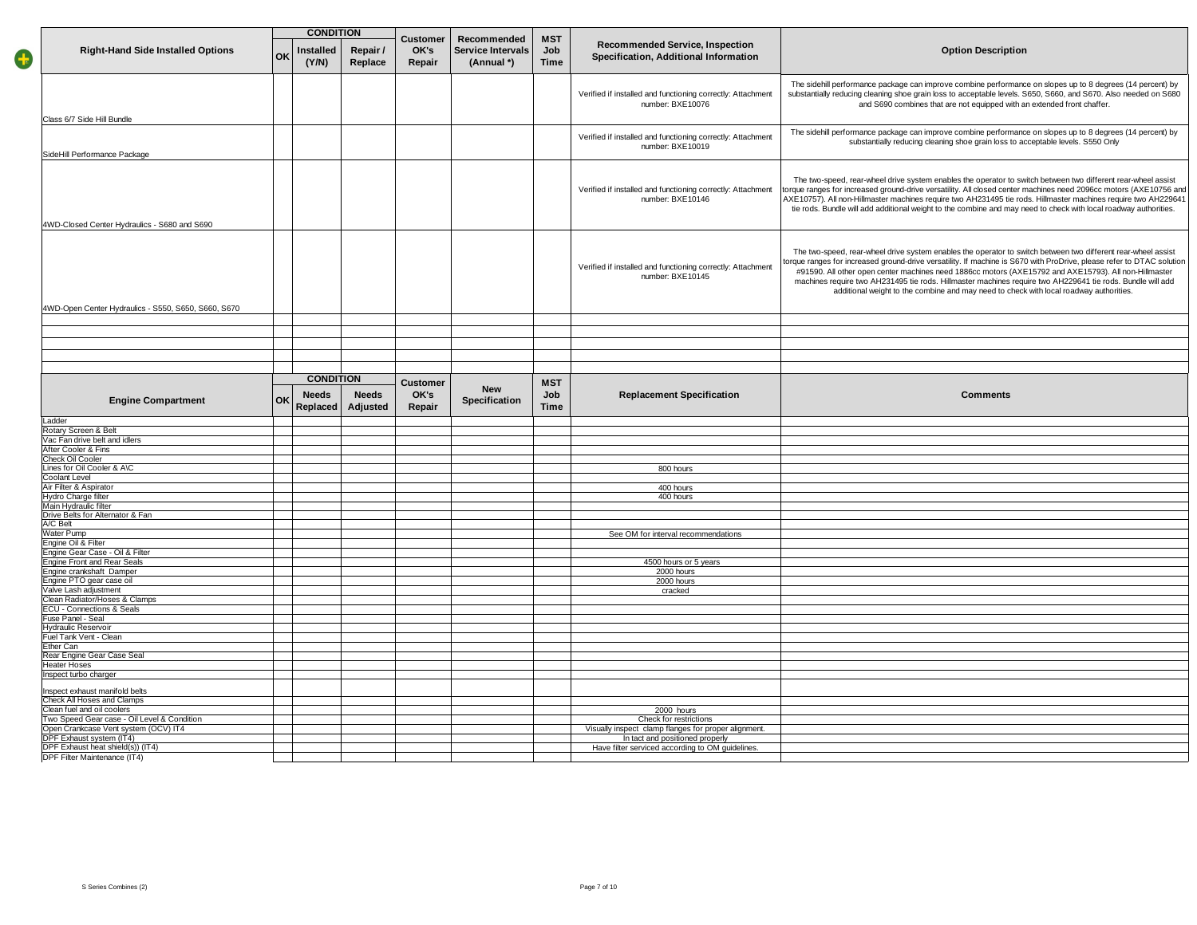| Right-Hand Side Installed Options | CONDITION | | | Customer OK's Repair | Recommended Service Intervals (Annual *) | MST Job Time | Recommended Service, Inspection Specification, Additional Information | Option Description |
|---|---|---|---|---|---|---|---|---|
| | OK | Installed (Y/N) | Repair / Replace | | | | | |
| Class 6/7 Side Hill Bundle | | | | | | | Verified if installed and functioning correctly: Attachment number: BXE10076 | The sidehill performance package can improve combine performance on slopes up to 8 degrees (14 percent) by substantially reducing cleaning shoe grain loss to acceptable levels. S650, S660, and S670. Also needed on S680 and S690 combines that are not equipped with an extended front chaffer. |
| SideHill Performance Package | | | | | | | Verified if installed and functioning correctly: Attachment number: BXE10019 | The sidehill performance package can improve combine performance on slopes up to 8 degrees (14 percent) by substantially reducing cleaning shoe grain loss to acceptable levels. S550 Only |
| 4WD-Closed Center Hydraulics - S680 and S690 | | | | | | | Verified if installed and functioning correctly: Attachment number: BXE10146 | The two-speed, rear-wheel drive system enables the operator to switch between two different rear-wheel assist torque ranges for increased ground-drive versatility. All closed center machines need 2096cc motors (AXE10756 and AXE10757). All non-Hillmaster machines require two AH231495 tie rods. Hillmaster machines require two AH229641 tie rods. Bundle will add additional weight to the combine and may need to check with local roadway authorities. |
| 4WD-Open Center Hydraulics - S550, S650, S660, S670 | | | | | | | Verified if installed and functioning correctly: Attachment number: BXE10145 | The two-speed, rear-wheel drive system enables the operator to switch between two different rear-wheel assist torque ranges for increased ground-drive versatility. If machine is S670 with ProDrive, please refer to DTAC solution #91590. All other open center machines need 1886cc motors (AXE15792 and AXE15793). All non-Hillmaster machines require two AH231495 tie rods. Hillmaster machines require two AH229641 tie rods. Bundle will add additional weight to the combine and may need to check with local roadway authorities. |
| | | | | | | | | |
| | | | | | | | | |
| | | | | | | | | |
| | | | | | | | | |
| | | | | | | | | |

| Engine Compartment | CONDITION | | | Customer OK's Repair | New Specification | MST Job Time | Replacement Specification | Comments |
|---|---|---|---|---|---|---|---|---|
| | OK | Needs Replaced | Needs Adjusted | | | | | |
| Ladder | | | | | | | | |
| Rotary Screen & Belt | | | | | | | | |
| Vac Fan drive belt and idlers | | | | | | | | |
| After Cooler & Fins | | | | | | | | |
| Check Oil Cooler | | | | | | | | |
| Lines for Oil Cooler & A\C | | | | | | | 800 hours | |
| Coolant Level | | | | | | | | |
| Air Filter & Aspirator | | | | | | | 400 hours | |
| Hydro Charge filter | | | | | | | 400 hours | |
| Main Hydraulic filter | | | | | | | | |
| Drive Belts for Alternator & Fan | | | | | | | | |
| A/C Belt | | | | | | | | |
| Water Pump | | | | | | | See OM for interval recommendations | |
| Engine Oil & Filter | | | | | | | | |
| Engine Gear Case - Oil & Filter | | | | | | | | |
| Engine Front and Rear Seals | | | | | | | 4500 hours or 5 years | |
| Engine crankshaft Damper | | | | | | | 2000 hours | |
| Engine PTO gear case oil | | | | | | | 2000 hours | |
| Valve Lash adjustment | | | | | | | cracked | |
| Clean Radiator/Hoses & Clamps | | | | | | | | |
| ECU - Connections & Seals | | | | | | | | |
| Fuse Panel - Seal | | | | | | | | |
| Hydraulic Reservoir | | | | | | | | |
| Fuel Tank Vent - Clean | | | | | | | | |
| Ether Can | | | | | | | | |
| Rear Engine Gear Case Seal | | | | | | | | |
| Heater Hoses | | | | | | | | |
| Inspect turbo charger | | | | | | | | |
| Inspect exhaust manifold belts | | | | | | | | |
| Check All Hoses and Clamps | | | | | | | | |
| Clean fuel and oil coolers | | | | | | | 2000 hours | |
| Two Speed Gear case - Oil Level & Condition | | | | | | | Check for restrictions | |
| Open Crankcase Vent system (OCV) IT4 | | | | | | | Visually inspect clamp flanges for proper alignment. | |
| DPF Exhaust system (IT4) | | | | | | | In tact and positioned properly | |
| DPF Exhaust heat shield(s)) (IT4) | | | | | | | Have filter serviced according to OM guidelines. | |
| DPF Filter Maintenance (IT4) | | | | | | | | |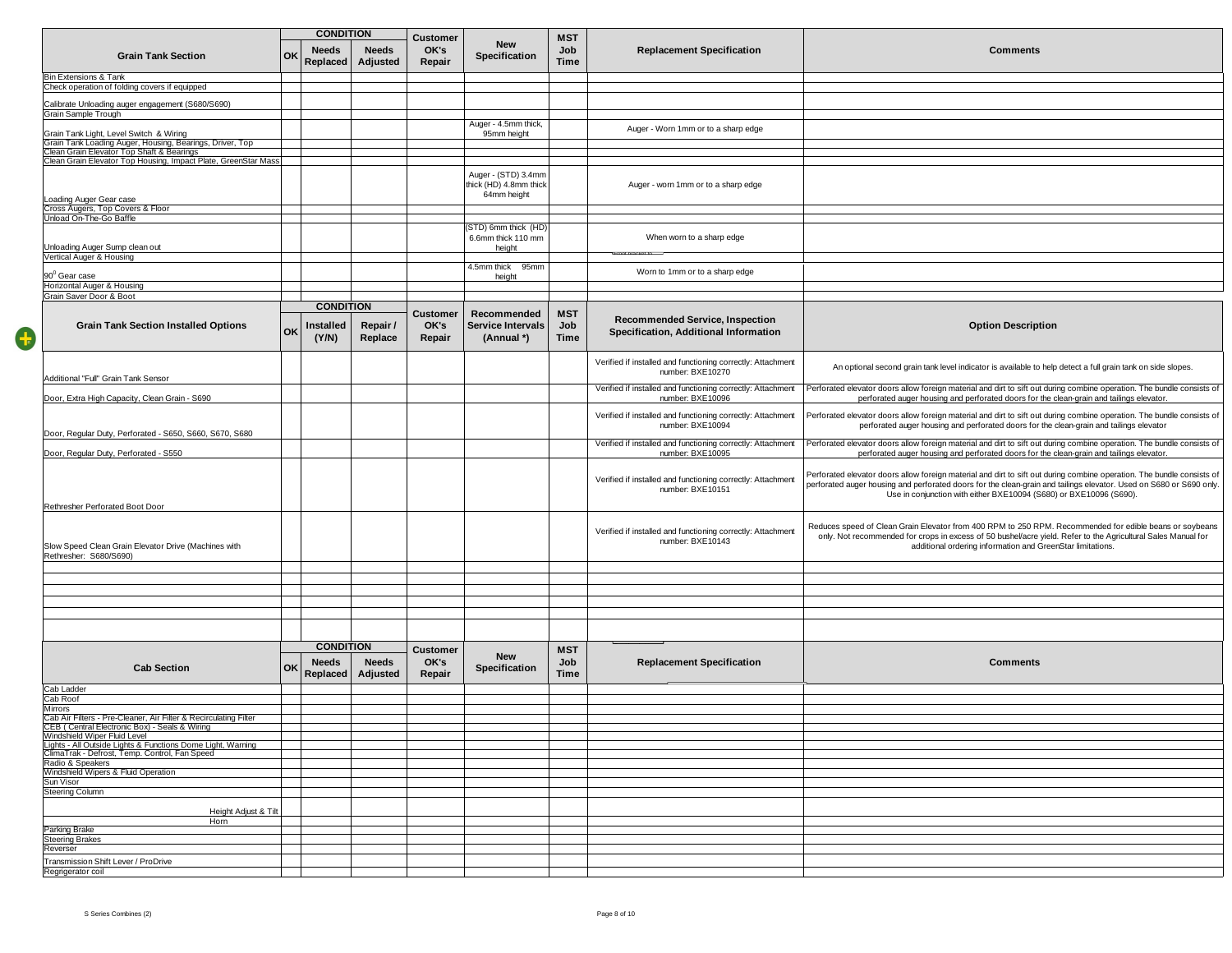| Grain Tank Section | CONDITION | | | Customer OK's Repair | New Specification | MST Job Time | Replacement Specification | Comments |
|---|---|---|---|---|---|---|---|---|
| | OK | Needs Replaced | Needs Adjusted | | | | | |
| Bin Extensions & Tank | | | | | | | | |
| Check operation of folding covers if equipped | | | | | | | | |
| Calibrate Unloading auger engagement (S680/S690) | | | | | | | | |
| Grain Sample Trough | | | | | | | | |
| Grain Tank Light, Level Switch & Wiring | | | | | Auger - 4.5mm thick, 95mm height | | Auger - Worn 1mm or to a sharp edge | |
| Grain Tank Loading Auger, Housing, Bearings, Driver, Top | | | | | | | | |
| Clean Grain Elevator Top Shaft & Bearings | | | | | | | | |
| Clean Grain Elevator Top Housing, Impact Plate, GreenStar Mass | | | | | | | | |
| Loading Auger Gear case | | | | | Auger - (STD) 3.4mm thick (HD) 4.8mm thick 64mm height | | Auger - worn 1mm or to a sharp edge | |
| Cross Augers, Top Covers & Floor | | | | | | | | |
| Unload On-The-Go Baffle | | | | | | | | |
| Unloading Auger Sump clean out | | | | | (STD) 6mm thick (HD) 6.6mm thick 110 mm height | | When worn to a sharp edge | |
| Vertical Auger & Housing | | | | | | | | |
| 90° Gear case | | | | | 4.5mm thick 95mm height | | Worn to 1mm or to a sharp edge | |
| Horizontal Auger & Housing | | | | | | | | |
| Grain Saver Door & Boot | | | | | | | | |

| Grain Tank Section Installed Options | CONDITION | | | Customer OK's Repair | Recommended Service Intervals (Annual *) | MST Job Time | Recommended Service, Inspection Specification, Additional Information | Option Description |
|---|---|---|---|---|---|---|---|---|
| | OK | Installed (Y/N) | Repair / Replace | | | | | |
| Additional "Full" Grain Tank Sensor | | | | | | | Verified if installed and functioning correctly: Attachment number: BXE10270 | An optional second grain tank level indicator is available to help detect a full grain tank on side slopes. |
| Door, Extra High Capacity, Clean Grain - S690 | | | | | | | Verified if installed and functioning correctly: Attachment number: BXE10096 | Perforated elevator doors allow foreign material and dirt to sift out during combine operation. The bundle consists of perforated auger housing and perforated doors for the clean-grain and tailings elevator. |
| Door, Regular Duty, Perforated - S650, S660, S670, S680 | | | | | | | Verified if installed and functioning correctly: Attachment number: BXE10094 | Perforated elevator doors allow foreign material and dirt to sift out during combine operation. The bundle consists of perforated auger housing and perforated doors for the clean-grain and tailings elevator |
| Door, Regular Duty, Perforated - S550 | | | | | | | Verified if installed and functioning correctly: Attachment number: BXE10095 | Perforated elevator doors allow foreign material and dirt to sift out during combine operation. The bundle consists of perforated auger housing and perforated doors for the clean-grain and tailings elevator. |
| Rethresher Perforated Boot Door | | | | | | | Verified if installed and functioning correctly: Attachment number: BXE10151 | Perforated elevator doors allow foreign material and dirt to sift out during combine operation. The bundle consists of perforated auger housing and perforated doors for the clean-grain and tailings elevator. Used on S680 or S690 only. Use in conjunction with either BXE10094 (S680) or BXE10096 (S690). |
| Slow Speed Clean Grain Elevator Drive (Machines with Rethresher: S680/S690) | | | | | | | Verified if installed and functioning correctly: Attachment number: BXE10143 | Reduces speed of Clean Grain Elevator from 400 RPM to 250 RPM. Recommended for edible beans or soybeans only. Not recommended for crops in excess of 50 bushel/acre yield. Refer to the Agricultural Sales Manual for additional ordering information and GreenStar limitations. |
| | | | | | | | | |
| | | | | | | | | |
| | | | | | | | | |
| | | | | | | | | |
| | | | | | | | | |
| | | | | | | | | |

| Cab Section | CONDITION | | | Customer OK's Repair | New Specification | MST Job Time | Replacement Specification | Comments |
|---|---|---|---|---|---|---|---|---|
| | OK | Needs Replaced | Needs Adjusted | | | | | |
| Cab Ladder | | | | | | | | |
| Cab Roof | | | | | | | | |
| Mirrors | | | | | | | | |
| Cab Air Filters - Pre-Cleaner, Air Filter & Recirculating Filter | | | | | | | | |
| CEB ( Central Electronic Box) - Seals & Wiring | | | | | | | | |
| Windshield Wiper Fluid Level | | | | | | | | |
| Lights - All Outside Lights & Functions Dome Light, Warning | | | | | | | | |
| ClimaTrak - Defrost, Temp. Control, Fan Speed | | | | | | | | |
| Radio & Speakers | | | | | | | | |
| Windshield Wipers & Fluid Operation | | | | | | | | |
| Sun Visor | | | | | | | | |
| Steering Column | | | | | | | | |
| Height Adjust & Tilt | | | | | | | | |
| Horn | | | | | | | | |
| Parking Brake | | | | | | | | |
| Steering Brakes | | | | | | | | |
| Reverser | | | | | | | | |
| Transmission Shift Lever / ProDrive | | | | | | | | |
| Regrigerator coil | | | | | | | | |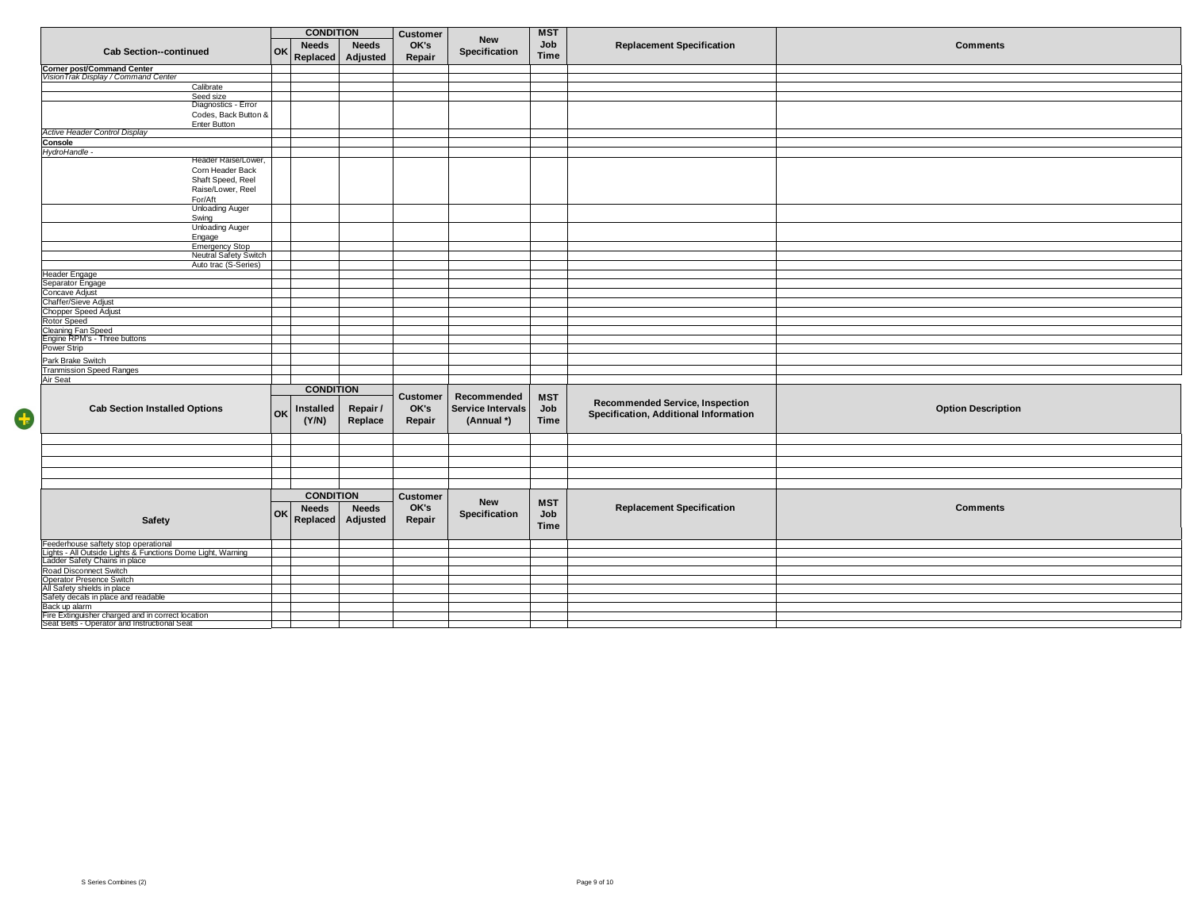| Cab Section--continued | CONDITION | | | Customer OK's Repair | New Specification | MST Job Time | Replacement Specification | Comments |
|---|---|---|---|---|---|---|---|---|
| | OK | Needs Replaced | Needs Adjusted | | | | | |
| **Corner post/Command Center** | | | | | | | | |
| *VisionTrak Display / Command Center* | | | | | | | | |
| Calibrate | | | | | | | | |
| Seed size | | | | | | | | |
| Diagnostics - Error Codes, Back Button & Enter Button | | | | | | | | |
| *Active Header Control Display* | | | | | | | | |
| **Console** | | | | | | | | |
| *HydroHandle -* | | | | | | | | |
| Header Raise/Lower, Corn Header Back Shaft Speed, Reel Raise/Lower, Reel For/Aft | | | | | | | | |
| Unloading Auger Swing | | | | | | | | |
| Unloading Auger Engage | | | | | | | | |
| Emergency Stop | | | | | | | | |
| Neutral Safety Switch | | | | | | | | |
| Auto trac (S-Series) | | | | | | | | |
| Header Engage | | | | | | | | |
| Separator Engage | | | | | | | | |
| Concave Adjust | | | | | | | | |
| Chaffer/Sieve Adjust | | | | | | | | |
| Chopper Speed Adjust | | | | | | | | |
| Rotor Speed | | | | | | | | |
| Cleaning Fan Speed | | | | | | | | |
| Engine RPM's - Three buttons | | | | | | | | |
| Power Strip | | | | | | | | |
| Park Brake Switch | | | | | | | | |
| Tranmission Speed Ranges | | | | | | | | |
| Air Seat | | | | | | | | |

| Cab Section Installed Options | CONDITION | | | Customer OK's Repair | Recommended Service Intervals (Annual *) | MST Job Time | Recommended Service, Inspection Specification, Additional Information | Option Description |
|---|---|---|---|---|---|---|---|---|
| | OK | Installed (Y/N) | Repair / Replace | | | | | |
| | | | | | | | | |
| | | | | | | | | |
| | | | | | | | | |
| | | | | | | | | |
| | | | | | | | | |

| Safety | CONDITION | | | Customer OK's Repair | New Specification | MST Job Time | Replacement Specification | Comments |
|---|---|---|---|---|---|---|---|---|
| | OK | Needs Replaced | Needs Adjusted | | | | | |
| Feederhouse saftety stop operational | | | | | | | | |
| Lights - All Outside Lights & Functions Dome Light, Warning | | | | | | | | |
| Ladder Safety Chains in place | | | | | | | | |
| Road Disconnect Switch | | | | | | | | |
| Operator Presence Switch | | | | | | | | |
| All Safety shields in place | | | | | | | | |
| Safety decals in place and readable | | | | | | | | |
| Back up alarm | | | | | | | | |
| Fire Extinguisher charged and in correct location | | | | | | | | |
| Seat Belts - Operator and Instructional Seat | | | | | | | | |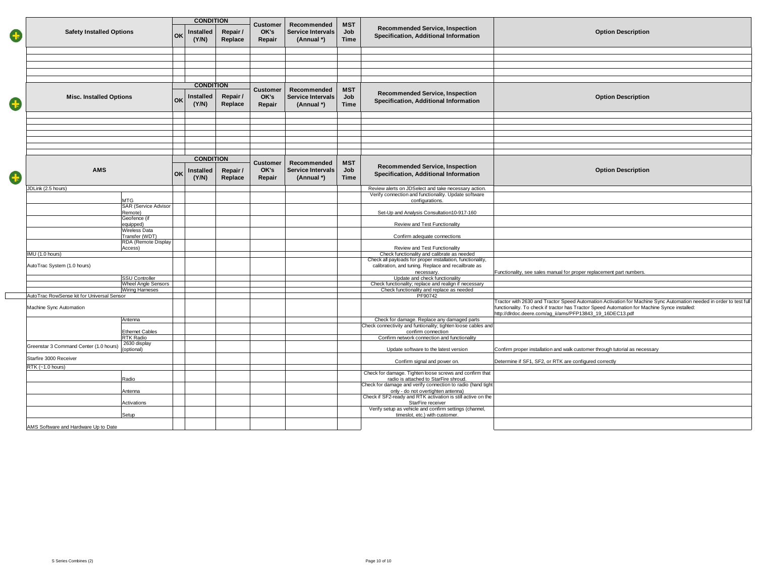| Safety Installed Options | | CONDITION OK | Installed (Y/N) | Repair / Replace | Customer OK's Repair | Recommended Service Intervals (Annual *) | MST Job Time | Recommended Service, Inspection Specification, Additional Information | Option Description |
|---|---|---|---|---|---|---|---|---|---|
| | | | | | | | | | |
| | | | | | | | | | |
| | | | | | | | | | |
| | | | | | | | | | |
| | | | | | | | | | |

| Misc. Installed Options | | CONDITION OK | Installed (Y/N) | Repair / Replace | Customer OK's Repair | Recommended Service Intervals (Annual *) | MST Job Time | Recommended Service, Inspection Specification, Additional Information | Option Description |
|---|---|---|---|---|---|---|---|---|---|
| | | | | | | | | | |
| | | | | | | | | | |
| | | | | | | | | | |
| | | | | | | | | | |
| | | | | | | | | | |
| | | | | | | | | | |

| AMS | | CONDITION OK | Installed (Y/N) | Repair / Replace | Customer OK's Repair | Recommended Service Intervals (Annual *) | MST Job Time | Recommended Service, Inspection Specification, Additional Information | Option Description |
|---|---|---|---|---|---|---|---|---|---|
| JDLink (2.5 hours) | | | | | | | | Review alerts on JDSelect and take necessary action. | |
| | MTG | | | | | | | Verify connection and functionality. Update software configurations. | |
| | SAR (Service Advisor Remote) | | | | | | | Set-Up and Analysis Consultation10-917-160 | |
| | Geofence (if equipped) | | | | | | | Review and Test Functionality | |
| | Wireless Data Transfer (WDT) | | | | | | | Confirm adequate connections | |
| | RDA (Remote Display Access) | | | | | | | Review and Test Functionality | |
| IMU (1.0 hours) | | | | | | | | Check functionality and calibrate as needed | |
| AutoTrac System (1.0 hours) | | | | | | | | Check all payloads for proper installation, functionality, calibration, and tuning. Replace and recailbrate as necessary. | Functionality, see sales manual for proper replacement part numbers. |
| | SSU Controller | | | | | | | Update and check functionality | |
| | Wheel Angle Sensors | | | | | | | Check functionality; replace and realign if necessary | |
| | Wiring Harneses | | | | | | | Check functionality and replace as needed | |
| AutoTrac RowSense kit for Universal Sensor | | | | | | | | PF90742 | |
| Machine Sync Automation | | | | | | | | | Tractor with 2630 and Tractor Speed Automation Activation for Machine Sync Automation needed in order to test full functionality. To check if tractor has Tractor Speed Automation for Machine Synce installed: http://dlrdoc.deere.com/ag_ii/ams/PFP13843_19_16DEC13.pdf |
| | Antenna | | | | | | | Check for damage. Replace any damaged parts | |
| | Ethernet Cables | | | | | | | Check connectivity and funtionality; tighten loose cables and confirm connection | |
| | RTK Radio | | | | | | | Confirm network connection and functionality | |
| Greenstar 3 Command Center (1.0 hours) | 2630 display (optional) | | | | | | | Update software to the latest version | Confirm proper installation and walk customer through tutorial as necessary |
| Starfire 3000 Receiver | | | | | | | | Confirm signal and power on. | Determine if SF1, SF2, or RTK are configured correctly |
| RTK (~1.0 hours) | | | | | | | | | |
| | Radio | | | | | | | Check for damage. Tighten loose screws and confirm that radio is attached to StarFire shroud. | |
| | Antenna | | | | | | | Check for damage and verify connection to radio (hand tight only - do not overtighten antenna) | |
| | Activations | | | | | | | Check if SF2-ready and RTK activation is still active on the StarFire receiver | |
| | Setup | | | | | | | Verify setup as vehicle and confirm settings (channel, timeslot, etc.) with customer. | |
| AMS Software and Hardware Up to Date | | | | | | | | | |